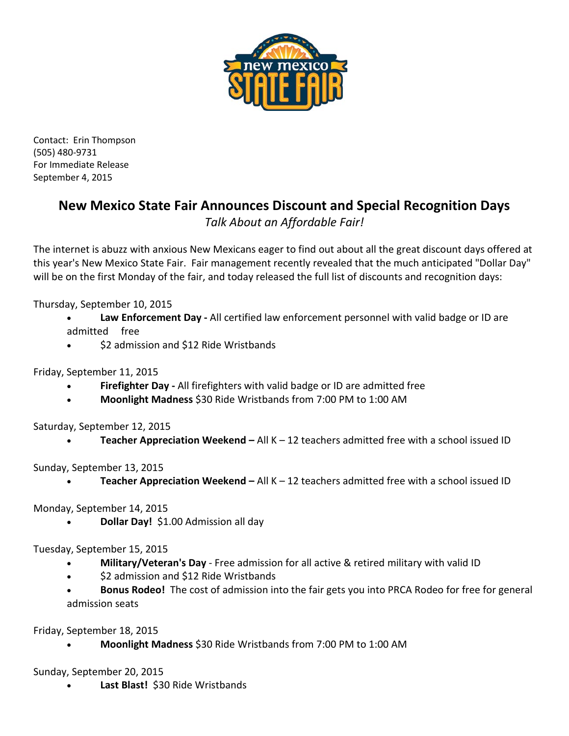Contact: Erin Thompson
(505) 480-9731
For Immediate Release
September 4, 2015

# New Mexico State Fair Announces Discount and Special Recognition Days

*Talk About an Affordable Fair!*

The internet is abuzz with anxious New Mexicans eager to find out about all the great discount days offered at this year's New Mexico State Fair. Fair management recently revealed that the much anticipated "Dollar Day" will be on the first Monday of the fair, and today released the full list of discounts and recognition days:

Thursday, September 10, 2015

- **Law Enforcement Day -** All certified law enforcement personnel with valid badge or ID are admitted free
- $2 admission and $12 Ride Wristbands

Friday, September 11, 2015

- **Firefighter Day -** All firefighters with valid badge or ID are admitted free
- **Moonlight Madness** $30 Ride Wristbands from 7:00 PM to 1:00 AM

Saturday, September 12, 2015

- **Teacher Appreciation Weekend –** All K – 12 teachers admitted free with a school issued ID

Sunday, September 13, 2015

- **Teacher Appreciation Weekend –** All K – 12 teachers admitted free with a school issued ID

Monday, September 14, 2015

- **Dollar Day!** $1.00 Admission all day

Tuesday, September 15, 2015

- **Military/Veteran's Day** - Free admission for all active & retired military with valid ID
- $2 admission and $12 Ride Wristbands
- **Bonus Rodeo!** The cost of admission into the fair gets you into PRCA Rodeo for free for general admission seats

Friday, September 18, 2015

- **Moonlight Madness** $30 Ride Wristbands from 7:00 PM to 1:00 AM

Sunday, September 20, 2015

- **Last Blast!** $30 Ride Wristbands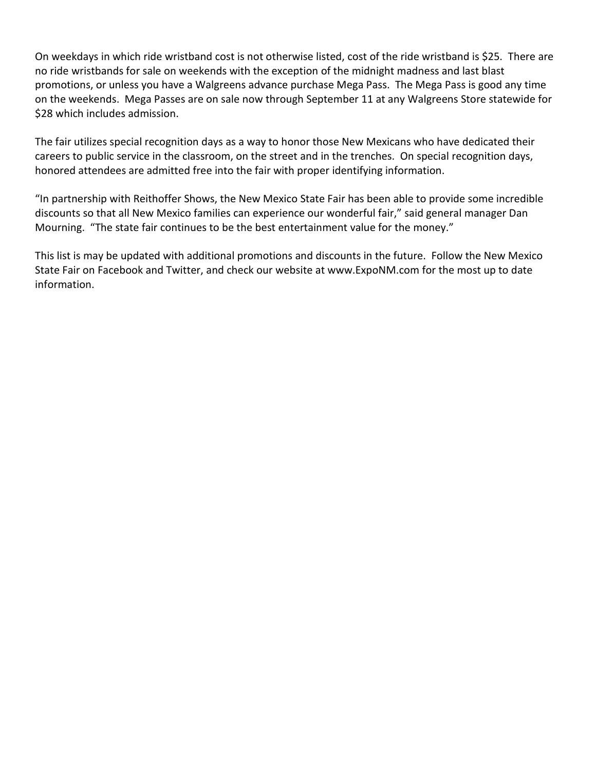On weekdays in which ride wristband cost is not otherwise listed, cost of the ride wristband is $25. There are no ride wristbands for sale on weekends with the exception of the midnight madness and last blast promotions, or unless you have a Walgreens advance purchase Mega Pass. The Mega Pass is good any time on the weekends. Mega Passes are on sale now through September 11 at any Walgreens Store statewide for $28 which includes admission.

The fair utilizes special recognition days as a way to honor those New Mexicans who have dedicated their careers to public service in the classroom, on the street and in the trenches. On special recognition days, honored attendees are admitted free into the fair with proper identifying information.

"In partnership with Reithoffer Shows, the New Mexico State Fair has been able to provide some incredible discounts so that all New Mexico families can experience our wonderful fair," said general manager Dan Mourning. "The state fair continues to be the best entertainment value for the money."

This list is may be updated with additional promotions and discounts in the future. Follow the New Mexico State Fair on Facebook and Twitter, and check our website at www.ExpoNM.com for the most up to date information.